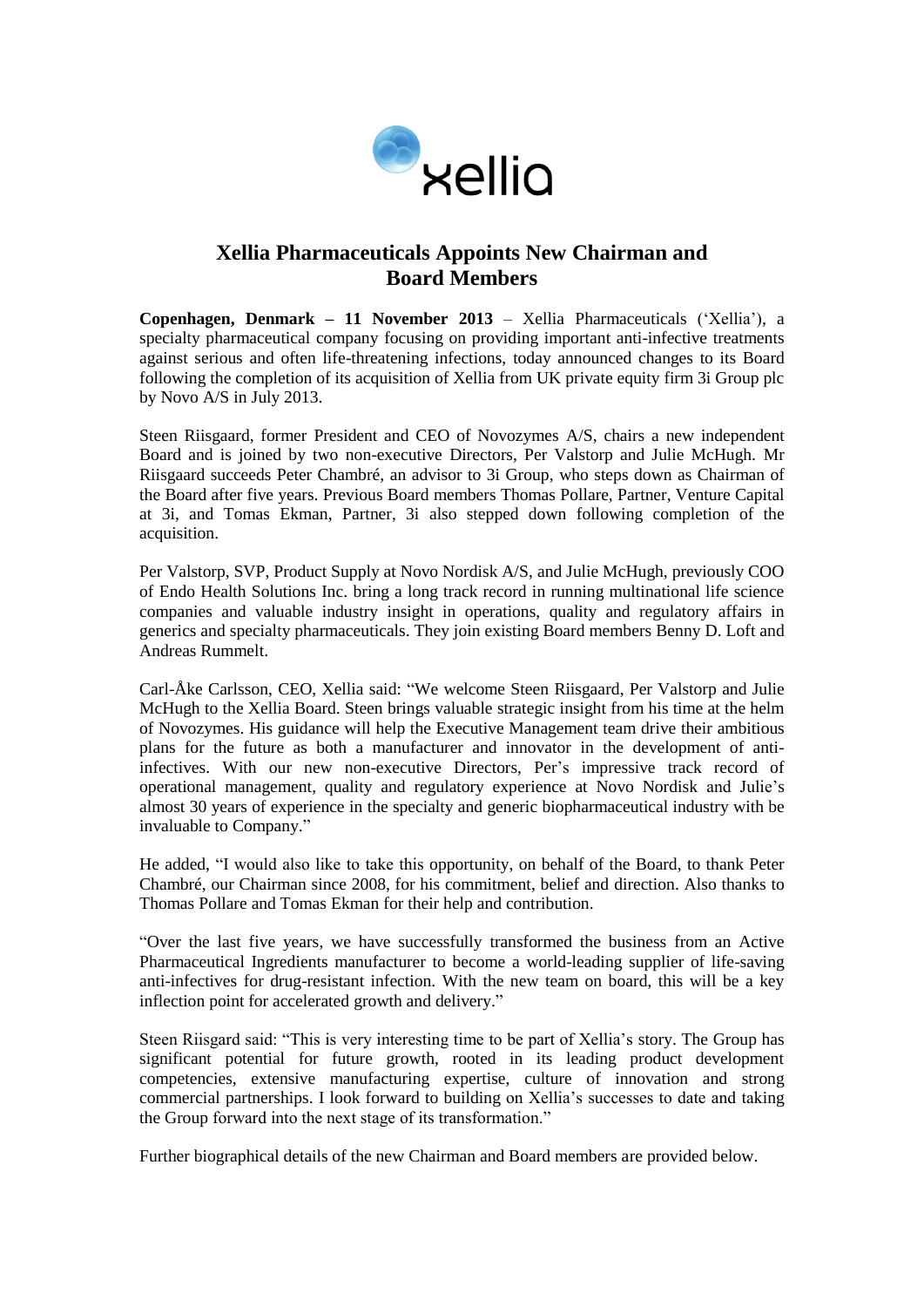# Xellia Pharmaceuticals Appoints New Chairman and Board Members

**Copenhagen, Denmark – 11 November 2013** – Xellia Pharmaceuticals ('Xellia'), a specialty pharmaceutical company focusing on providing important anti-infective treatments against serious and often life-threatening infections, today announced changes to its Board following the completion of its acquisition of Xellia from UK private equity firm 3i Group plc by Novo A/S in July 2013.

Steen Riisgaard, former President and CEO of Novozymes A/S, chairs a new independent Board and is joined by two non-executive Directors, Per Valstorp and Julie McHugh. Mr Riisgaard succeeds Peter Chambré, an advisor to 3i Group, who steps down as Chairman of the Board after five years. Previous Board members Thomas Pollare, Partner, Venture Capital at 3i, and Tomas Ekman, Partner, 3i also stepped down following completion of the acquisition.

Per Valstorp, SVP, Product Supply at Novo Nordisk A/S, and Julie McHugh, previously COO of Endo Health Solutions Inc. bring a long track record in running multinational life science companies and valuable industry insight in operations, quality and regulatory affairs in generics and specialty pharmaceuticals. They join existing Board members Benny D. Loft and Andreas Rummelt.

Carl-Åke Carlsson, CEO, Xellia said: "We welcome Steen Riisgaard, Per Valstorp and Julie McHugh to the Xellia Board. Steen brings valuable strategic insight from his time at the helm of Novozymes. His guidance will help the Executive Management team drive their ambitious plans for the future as both a manufacturer and innovator in the development of anti-infectives. With our new non-executive Directors, Per's impressive track record of operational management, quality and regulatory experience at Novo Nordisk and Julie's almost 30 years of experience in the specialty and generic biopharmaceutical industry with be invaluable to Company."

He added, "I would also like to take this opportunity, on behalf of the Board, to thank Peter Chambré, our Chairman since 2008, for his commitment, belief and direction. Also thanks to Thomas Pollare and Tomas Ekman for their help and contribution.

"Over the last five years, we have successfully transformed the business from an Active Pharmaceutical Ingredients manufacturer to become a world-leading supplier of life-saving anti-infectives for drug-resistant infection. With the new team on board, this will be a key inflection point for accelerated growth and delivery."

Steen Riisgard said: "This is very interesting time to be part of Xellia's story. The Group has significant potential for future growth, rooted in its leading product development competencies, extensive manufacturing expertise, culture of innovation and strong commercial partnerships. I look forward to building on Xellia's successes to date and taking the Group forward into the next stage of its transformation."

Further biographical details of the new Chairman and Board members are provided below.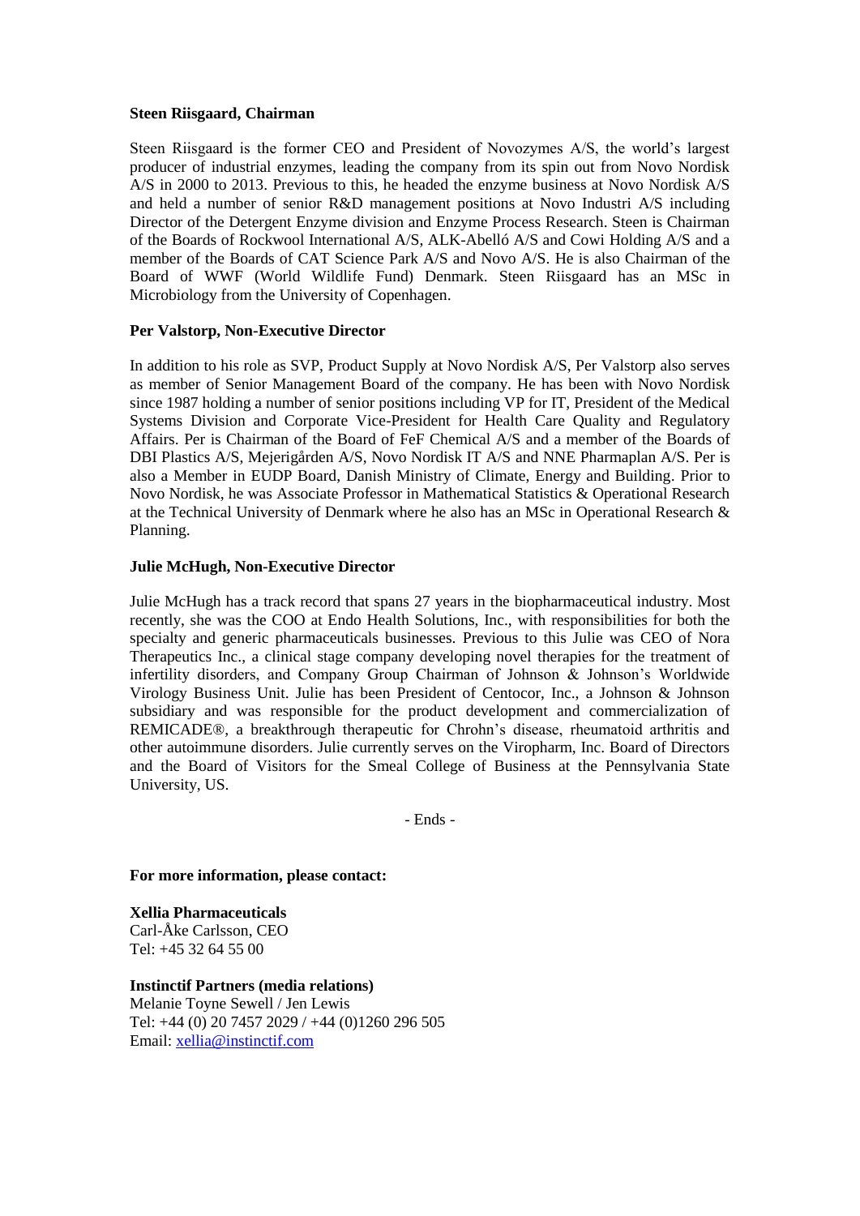**Steen Riisgaard, Chairman**

Steen Riisgaard is the former CEO and President of Novozymes A/S, the world's largest producer of industrial enzymes, leading the company from its spin out from Novo Nordisk A/S in 2000 to 2013. Previous to this, he headed the enzyme business at Novo Nordisk A/S and held a number of senior R&D management positions at Novo Industri A/S including Director of the Detergent Enzyme division and Enzyme Process Research. Steen is Chairman of the Boards of Rockwool International A/S, ALK-Abelló A/S and Cowi Holding A/S and a member of the Boards of CAT Science Park A/S and Novo A/S. He is also Chairman of the Board of WWF (World Wildlife Fund) Denmark. Steen Riisgaard has an MSc in Microbiology from the University of Copenhagen.

**Per Valstorp, Non-Executive Director**

In addition to his role as SVP, Product Supply at Novo Nordisk A/S, Per Valstorp also serves as member of Senior Management Board of the company. He has been with Novo Nordisk since 1987 holding a number of senior positions including VP for IT, President of the Medical Systems Division and Corporate Vice-President for Health Care Quality and Regulatory Affairs. Per is Chairman of the Board of FeF Chemical A/S and a member of the Boards of DBI Plastics A/S, Mejerigården A/S, Novo Nordisk IT A/S and NNE Pharmaplan A/S. Per is also a Member in EUDP Board, Danish Ministry of Climate, Energy and Building. Prior to Novo Nordisk, he was Associate Professor in Mathematical Statistics & Operational Research at the Technical University of Denmark where he also has an MSc in Operational Research & Planning.

**Julie McHugh, Non-Executive Director**

Julie McHugh has a track record that spans 27 years in the biopharmaceutical industry. Most recently, she was the COO at Endo Health Solutions, Inc., with responsibilities for both the specialty and generic pharmaceuticals businesses. Previous to this Julie was CEO of Nora Therapeutics Inc., a clinical stage company developing novel therapies for the treatment of infertility disorders, and Company Group Chairman of Johnson & Johnson's Worldwide Virology Business Unit. Julie has been President of Centocor, Inc., a Johnson & Johnson subsidiary and was responsible for the product development and commercialization of REMICADE®, a breakthrough therapeutic for Chrohn's disease, rheumatoid arthritis and other autoimmune disorders. Julie currently serves on the Viropharm, Inc. Board of Directors and the Board of Visitors for the Smeal College of Business at the Pennsylvania State University, US.

- Ends -

**For more information, please contact:**

**Xellia Pharmaceuticals**
Carl-Åke Carlsson, CEO
Tel: +45 32 64 55 00

**Instinctif Partners (media relations)**
Melanie Toyne Sewell / Jen Lewis
Tel: +44 (0) 20 7457 2029 / +44 (0)1260 296 505
Email: xellia@instinctif.com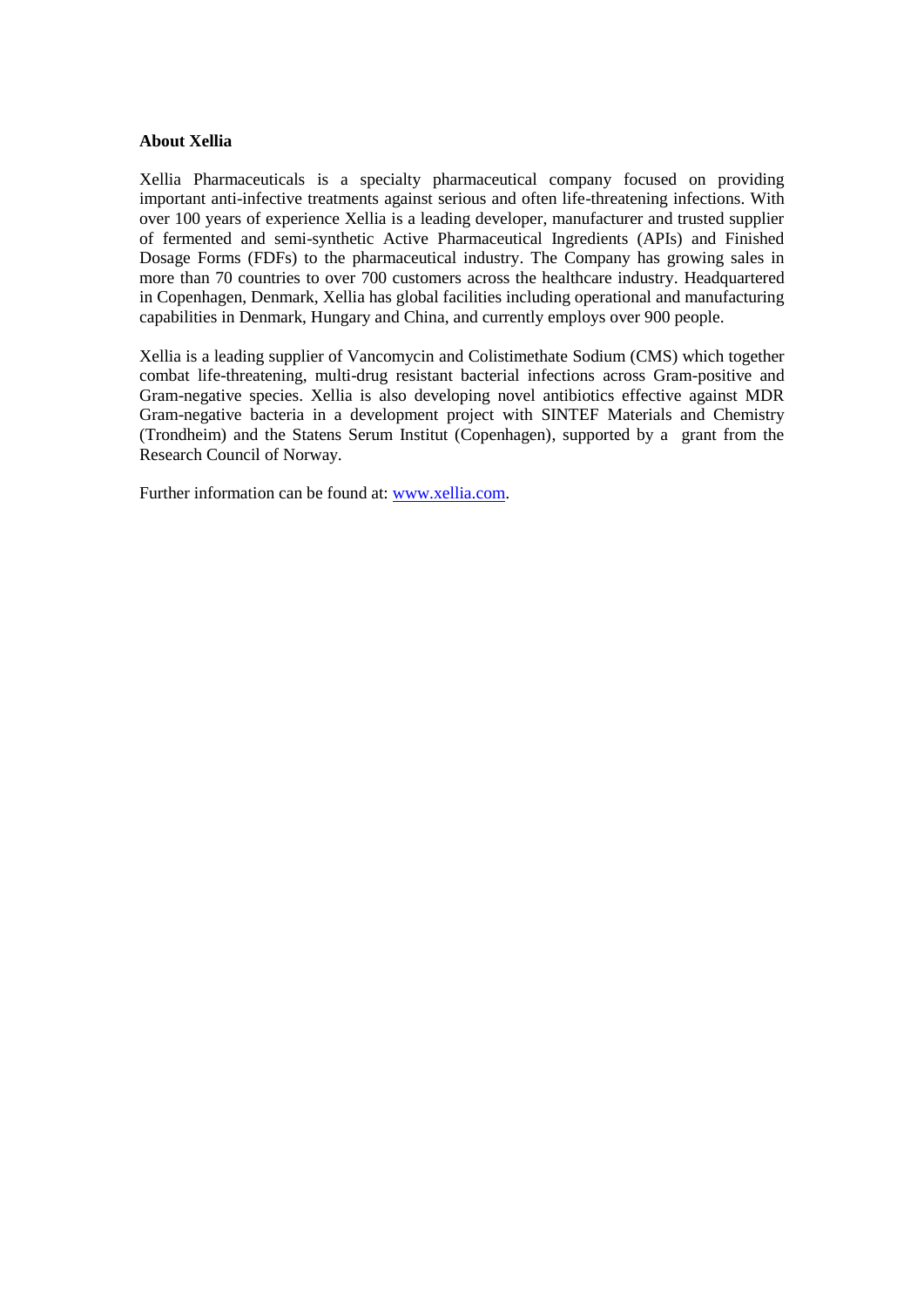**About Xellia**

Xellia Pharmaceuticals is a specialty pharmaceutical company focused on providing important anti-infective treatments against serious and often life-threatening infections. With over 100 years of experience Xellia is a leading developer, manufacturer and trusted supplier of fermented and semi-synthetic Active Pharmaceutical Ingredients (APIs) and Finished Dosage Forms (FDFs) to the pharmaceutical industry. The Company has growing sales in more than 70 countries to over 700 customers across the healthcare industry. Headquartered in Copenhagen, Denmark, Xellia has global facilities including operational and manufacturing capabilities in Denmark, Hungary and China, and currently employs over 900 people.

Xellia is a leading supplier of Vancomycin and Colistimethate Sodium (CMS) which together combat life-threatening, multi-drug resistant bacterial infections across Gram-positive and Gram-negative species. Xellia is also developing novel antibiotics effective against MDR Gram-negative bacteria in a development project with SINTEF Materials and Chemistry (Trondheim) and the Statens Serum Institut (Copenhagen), supported by a grant from the Research Council of Norway.

Further information can be found at: [www.xellia.com](http://www.xellia.com).